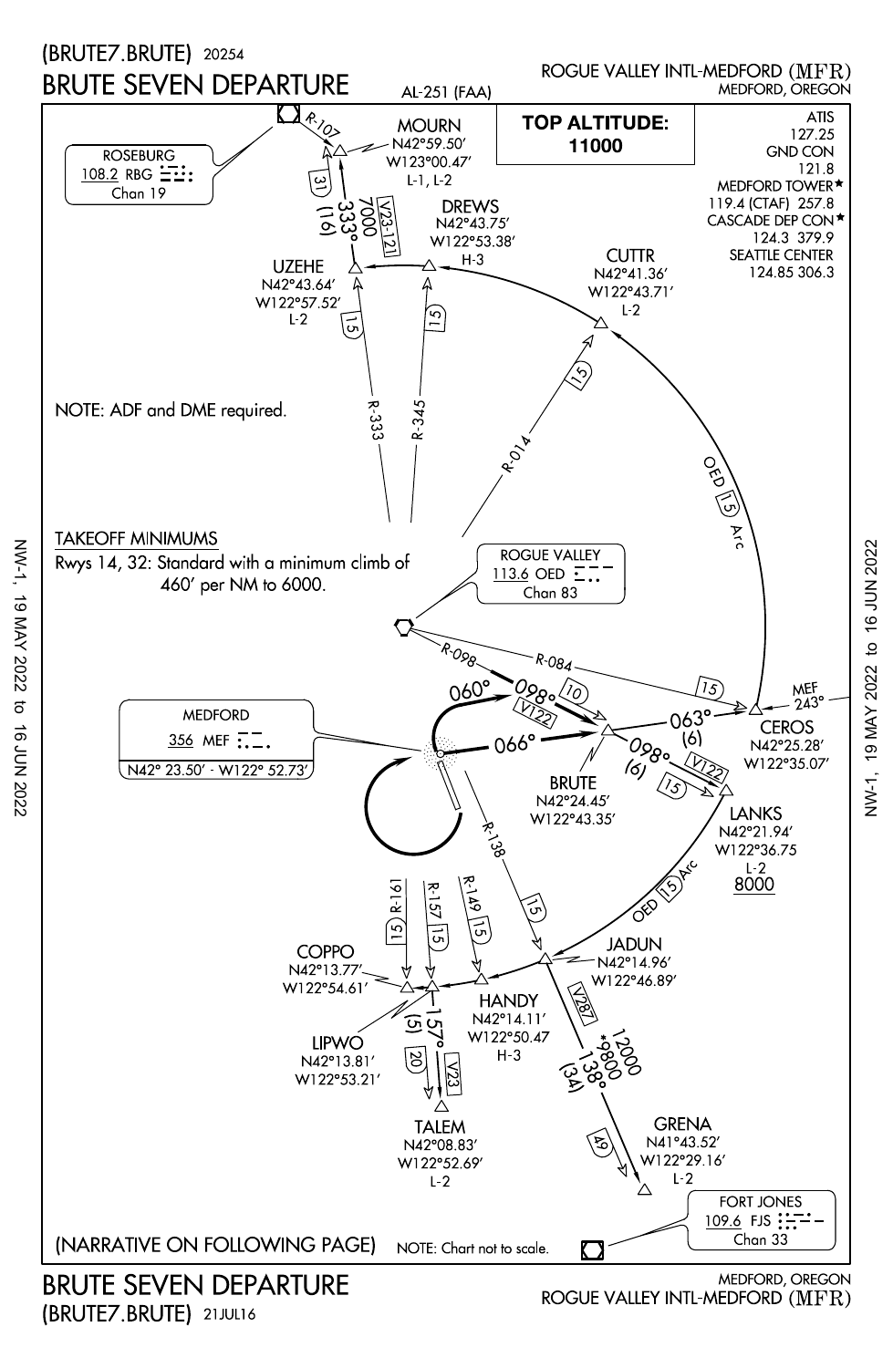# (BRUTE7.BRUTE) 20254

# BRUTE SEVEN DEPARTURE

AL-251 (FAA)

ROGUE VALLEY INTL-MEDFORD (MFR)
MEDFORD, OREGON

**TOP ALTITUDE: 11000**

ATIS 127.25
GND CON 121.8
MEDFORD TOWER★ 119.4 (CTAF) 257.8
CASCADE DEP CON★ 124.3 379.9
SEATTLE CENTER 124.85 306.3

ROSEBURG
108.2 RBG
Chan 19

MOURN
N42°59.50′ W123°00.47′
L-1, L-2

R-107

333° (16) 7000 V23-121 (31)

DREWS
N42°43.75′ W122°53.38′
H-3

UZEHE
N42°43.64′ W122°57.52′
L-2

CUTTR
N42°41.36′ W122°43.71′
L-2

R-333 (15)
R-345 (15)
R-014 (15)
OED (15) Arc

NOTE: ADF and DME required.

TAKEOFF MINIMUMS
Rwys 14, 32: Standard with a minimum climb of 460′ per NM to 6000.

ROGUE VALLEY
113.6 OED
Chan 83

R-098
R-084 (15)

MEF 243°

CEROS
N42°25.28′ W122°35.07′

MEDFORD
356 MEF
N42° 23.50′ - W122° 52.73′

060° 098° (10) V122
066°
063° (6)
098° (6) V122 (15)

BRUTE
N42°24.45′ W122°43.35′

LANKS
N42°21.94′ W122°36.75
L-2
8000

OED (15) Arc

R-138 (15)
R-161 (15)
R-157 (15)
R-149 (15)

COPPO
N42°13.77′ W122°54.61′

HANDY
N42°14.11′ W122°50.47
H-3

JADUN
N42°14.96′ W122°46.89′

LIPWO
N42°13.81′ W122°53.21′

157° (5) (20) V23

V287
12000 *9800 138° (34) (49)

TALEM
N42°08.83′ W122°52.69′
L-2

GRENA
N41°43.52′ W122°29.16′
L-2

FORT JONES
109.6 FJS
Chan 33

(NARRATIVE ON FOLLOWING PAGE)

NOTE: Chart not to scale.

NW-1, 19 MAY 2022 to 16 JUN 2022

# BRUTE SEVEN DEPARTURE

(BRUTE7.BRUTE) 21JUL16

MEDFORD, OREGON
ROGUE VALLEY INTL-MEDFORD (MFR)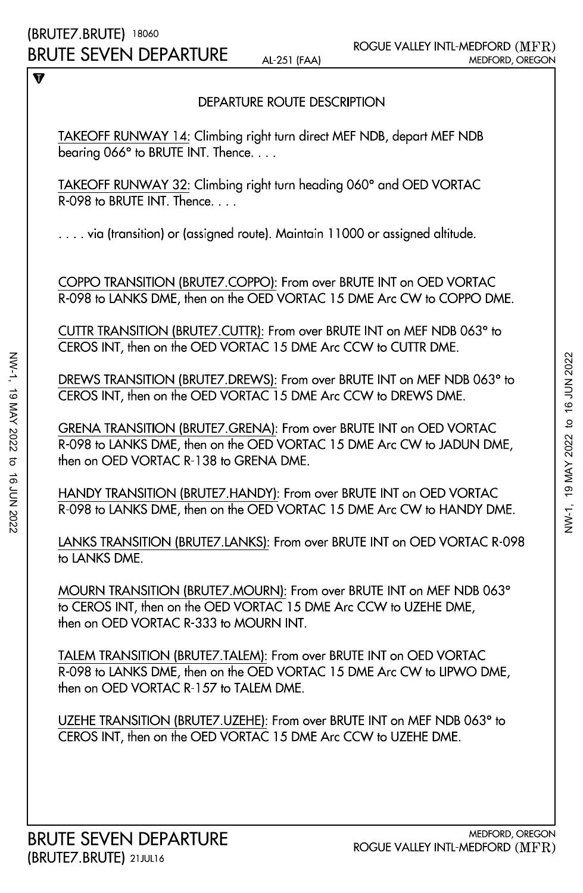# (BRUTE7.BRUTE) 18060
# BRUTE SEVEN DEPARTURE

AL-251 (FAA)

ROGUE VALLEY INTL-MEDFORD (MFR)
MEDFORD, OREGON

## DEPARTURE ROUTE DESCRIPTION

TAKEOFF RUNWAY 14: Climbing right turn direct MEF NDB, depart MEF NDB bearing 066° to BRUTE INT. Thence. . . .

TAKEOFF RUNWAY 32: Climbing right turn heading 060° and OED VORTAC R-098 to BRUTE INT. Thence. . . .

. . . . via (transition) or (assigned route). Maintain 11000 or assigned altitude.

COPPO TRANSITION (BRUTE7.COPPO): From over BRUTE INT on OED VORTAC R-098 to LANKS DME, then on the OED VORTAC 15 DME Arc CW to COPPO DME.

CUTTR TRANSITION (BRUTE7.CUTTR): From over BRUTE INT on MEF NDB 063° to CEROS INT, then on the OED VORTAC 15 DME Arc CCW to CUTTR DME.

DREWS TRANSITION (BRUTE7.DREWS): From over BRUTE INT on MEF NDB 063° to CEROS INT, then on the OED VORTAC 15 DME Arc CCW to DREWS DME.

GRENA TRANSITION (BRUTE7.GRENA): From over BRUTE INT on OED VORTAC R-098 to LANKS DME, then on the OED VORTAC 15 DME Arc CW to JADUN DME, then on OED VORTAC R-138 to GRENA DME.

HANDY TRANSITION (BRUTE7.HANDY): From over BRUTE INT on OED VORTAC R-098 to LANKS DME, then on the OED VORTAC 15 DME Arc CW to HANDY DME.

LANKS TRANSITION (BRUTE7.LANKS): From over BRUTE INT on OED VORTAC R-098 to LANKS DME.

MOURN TRANSITION (BRUTE7.MOURN): From over BRUTE INT on MEF NDB 063° to CEROS INT, then on the OED VORTAC 15 DME Arc CCW to UZEHE DME, then on OED VORTAC R-333 to MOURN INT.

TALEM TRANSITION (BRUTE7.TALEM): From over BRUTE INT on OED VORTAC R-098 to LANKS DME, then on the OED VORTAC 15 DME Arc CW to LIPWO DME, then on OED VORTAC R-157 to TALEM DME.

UZEHE TRANSITION (BRUTE7.UZEHE): From over BRUTE INT on MEF NDB 063° to CEROS INT, then on the OED VORTAC 15 DME Arc CCW to UZEHE DME.

BRUTE SEVEN DEPARTURE
(BRUTE7.BRUTE) 21JUL16

MEDFORD, OREGON
ROGUE VALLEY INTL-MEDFORD (MFR)